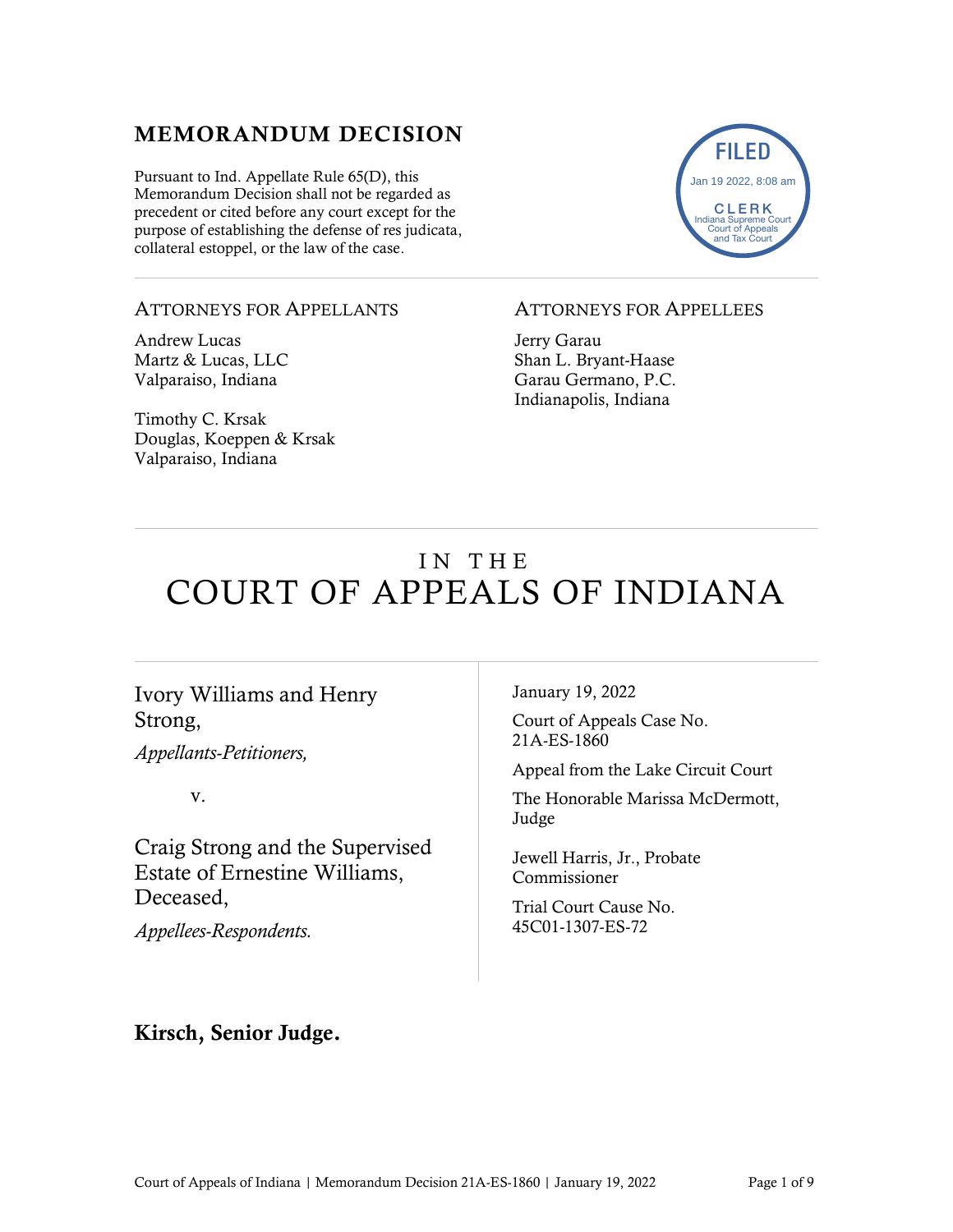# MEMORANDUM DECISION

Pursuant to Ind. Appellate Rule 65(D), this Memorandum Decision shall not be regarded as precedent or cited before any court except for the purpose of establishing the defense of res judicata, collateral estoppel, or the law of the case.

FILED
Jan 19 2022, 8:08 am
CLERK
Indiana Supreme Court
Court of Appeals
and Tax Court

ATTORNEYS FOR APPELLANTS

Andrew Lucas
Martz & Lucas, LLC
Valparaiso, Indiana

Timothy C. Krsak
Douglas, Koeppen & Krsak
Valparaiso, Indiana

ATTORNEYS FOR APPELLEES

Jerry Garau
Shan L. Bryant-Haase
Garau Germano, P.C.
Indianapolis, Indiana

# IN THE COURT OF APPEALS OF INDIANA

Ivory Williams and Henry Strong,
*Appellants-Petitioners,*

v.

Craig Strong and the Supervised Estate of Ernestine Williams, Deceased,
*Appellees-Respondents.*

January 19, 2022

Court of Appeals Case No. 21A-ES-1860

Appeal from the Lake Circuit Court

The Honorable Marissa McDermott, Judge

Jewell Harris, Jr., Probate Commissioner

Trial Court Cause No. 45C01-1307-ES-72

**Kirsch, Senior Judge.**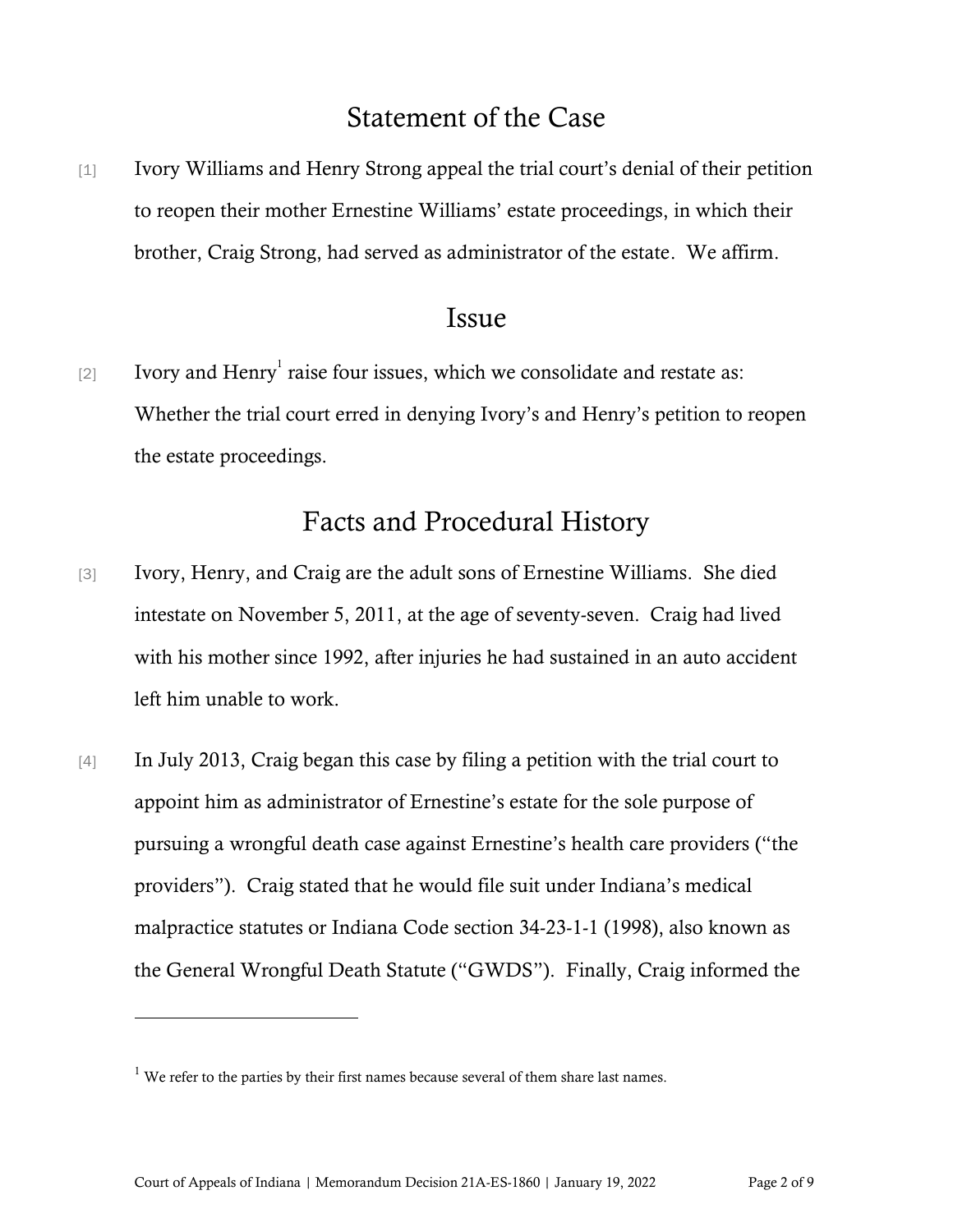## Statement of the Case

[1] Ivory Williams and Henry Strong appeal the trial court's denial of their petition to reopen their mother Ernestine Williams' estate proceedings, in which their brother, Craig Strong, had served as administrator of the estate. We affirm.

## Issue

[2] Ivory and Henry[1] raise four issues, which we consolidate and restate as: Whether the trial court erred in denying Ivory's and Henry's petition to reopen the estate proceedings.

## Facts and Procedural History

[3] Ivory, Henry, and Craig are the adult sons of Ernestine Williams. She died intestate on November 5, 2011, at the age of seventy-seven. Craig had lived with his mother since 1992, after injuries he had sustained in an auto accident left him unable to work.

[4] In July 2013, Craig began this case by filing a petition with the trial court to appoint him as administrator of Ernestine's estate for the sole purpose of pursuing a wrongful death case against Ernestine's health care providers ("the providers"). Craig stated that he would file suit under Indiana's medical malpractice statutes or Indiana Code section 34-23-1-1 (1998), also known as the General Wrongful Death Statute ("GWDS"). Finally, Craig informed the

---

[1] We refer to the parties by their first names because several of them share last names.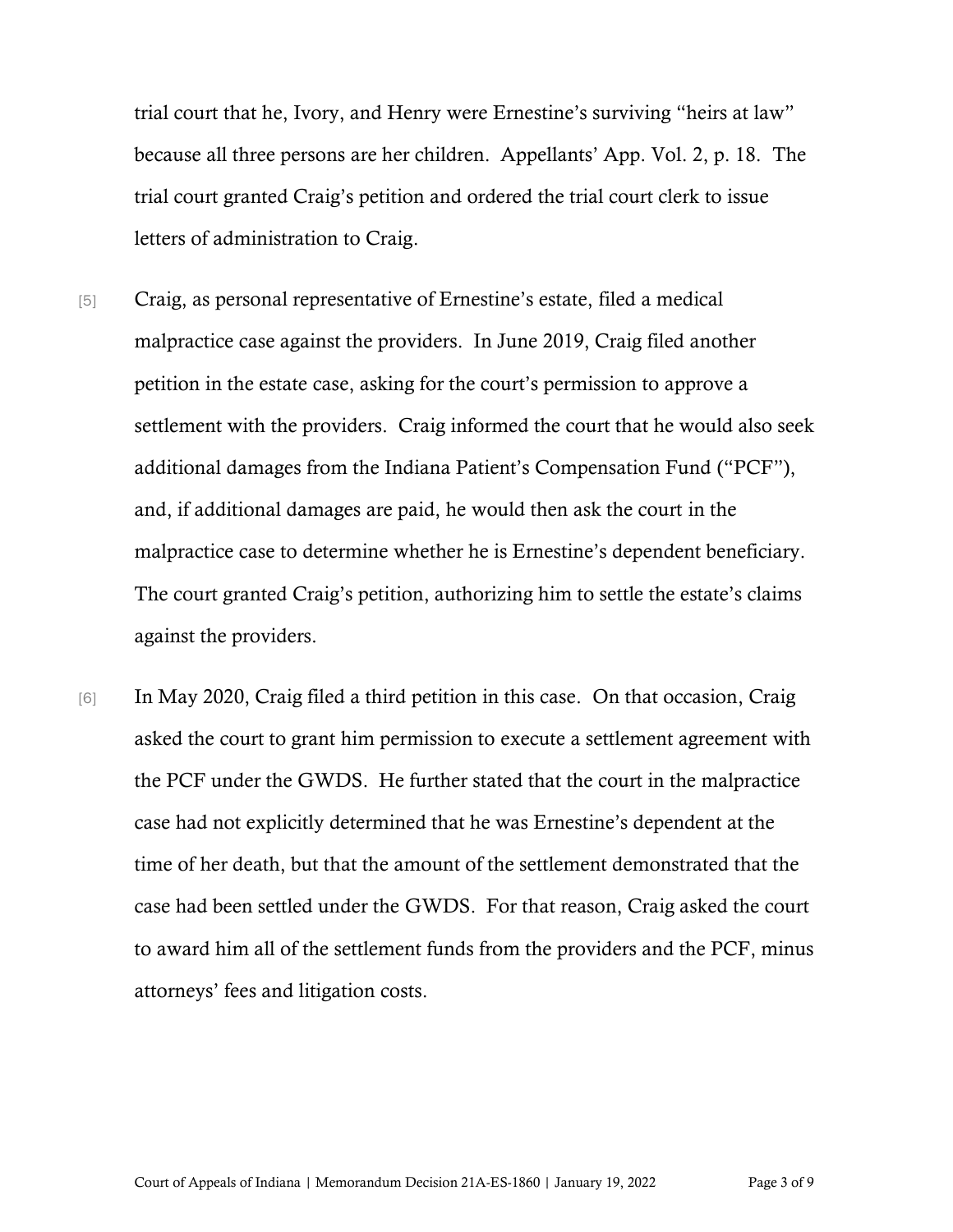trial court that he, Ivory, and Henry were Ernestine's surviving "heirs at law" because all three persons are her children. Appellants' App. Vol. 2, p. 18. The trial court granted Craig's petition and ordered the trial court clerk to issue letters of administration to Craig.

[5] Craig, as personal representative of Ernestine's estate, filed a medical malpractice case against the providers. In June 2019, Craig filed another petition in the estate case, asking for the court's permission to approve a settlement with the providers. Craig informed the court that he would also seek additional damages from the Indiana Patient's Compensation Fund ("PCF"), and, if additional damages are paid, he would then ask the court in the malpractice case to determine whether he is Ernestine's dependent beneficiary. The court granted Craig's petition, authorizing him to settle the estate's claims against the providers.

[6] In May 2020, Craig filed a third petition in this case. On that occasion, Craig asked the court to grant him permission to execute a settlement agreement with the PCF under the GWDS. He further stated that the court in the malpractice case had not explicitly determined that he was Ernestine's dependent at the time of her death, but that the amount of the settlement demonstrated that the case had been settled under the GWDS. For that reason, Craig asked the court to award him all of the settlement funds from the providers and the PCF, minus attorneys' fees and litigation costs.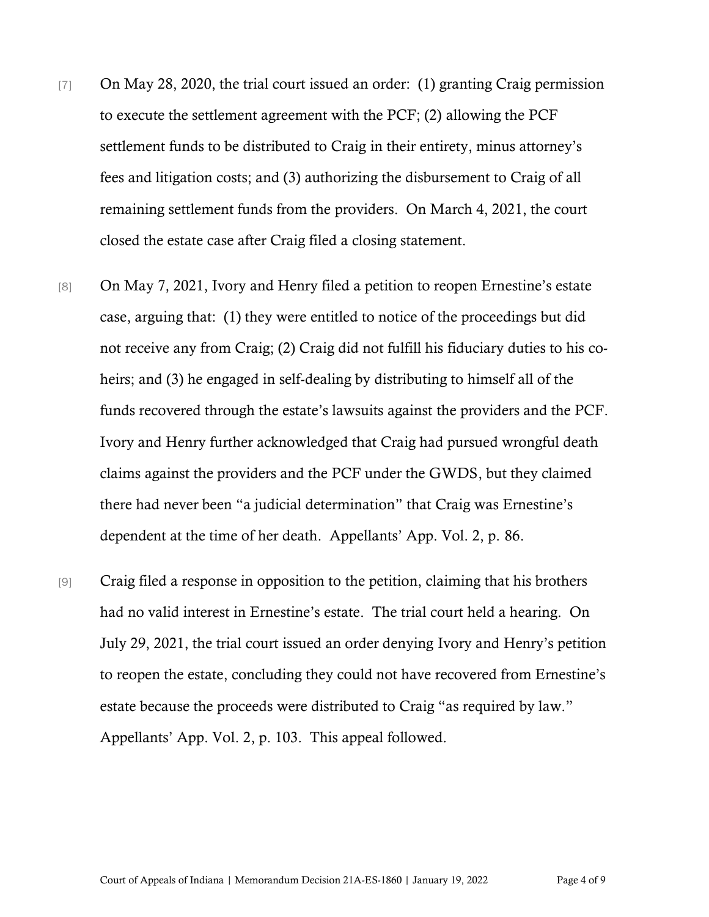[7] On May 28, 2020, the trial court issued an order: (1) granting Craig permission to execute the settlement agreement with the PCF; (2) allowing the PCF settlement funds to be distributed to Craig in their entirety, minus attorney's fees and litigation costs; and (3) authorizing the disbursement to Craig of all remaining settlement funds from the providers. On March 4, 2021, the court closed the estate case after Craig filed a closing statement.

[8] On May 7, 2021, Ivory and Henry filed a petition to reopen Ernestine's estate case, arguing that: (1) they were entitled to notice of the proceedings but did not receive any from Craig; (2) Craig did not fulfill his fiduciary duties to his co-heirs; and (3) he engaged in self-dealing by distributing to himself all of the funds recovered through the estate's lawsuits against the providers and the PCF. Ivory and Henry further acknowledged that Craig had pursued wrongful death claims against the providers and the PCF under the GWDS, but they claimed there had never been "a judicial determination" that Craig was Ernestine's dependent at the time of her death. Appellants' App. Vol. 2, p. 86.

[9] Craig filed a response in opposition to the petition, claiming that his brothers had no valid interest in Ernestine's estate. The trial court held a hearing. On July 29, 2021, the trial court issued an order denying Ivory and Henry's petition to reopen the estate, concluding they could not have recovered from Ernestine's estate because the proceeds were distributed to Craig "as required by law." Appellants' App. Vol. 2, p. 103. This appeal followed.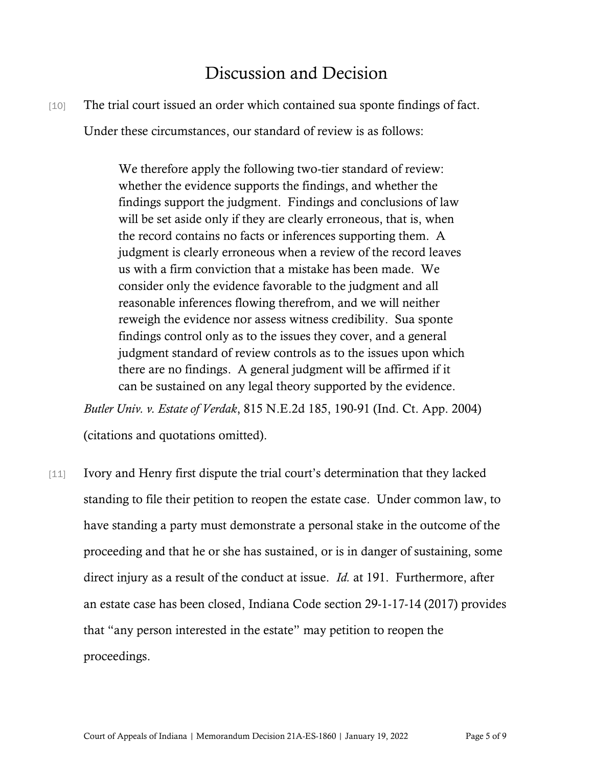# Discussion and Decision

[10] The trial court issued an order which contained sua sponte findings of fact. Under these circumstances, our standard of review is as follows:

> We therefore apply the following two-tier standard of review: whether the evidence supports the findings, and whether the findings support the judgment. Findings and conclusions of law will be set aside only if they are clearly erroneous, that is, when the record contains no facts or inferences supporting them. A judgment is clearly erroneous when a review of the record leaves us with a firm conviction that a mistake has been made. We consider only the evidence favorable to the judgment and all reasonable inferences flowing therefrom, and we will neither reweigh the evidence nor assess witness credibility. Sua sponte findings control only as to the issues they cover, and a general judgment standard of review controls as to the issues upon which there are no findings. A general judgment will be affirmed if it can be sustained on any legal theory supported by the evidence.

*Butler Univ. v. Estate of Verdak*, 815 N.E.2d 185, 190-91 (Ind. Ct. App. 2004) (citations and quotations omitted).

[11] Ivory and Henry first dispute the trial court's determination that they lacked standing to file their petition to reopen the estate case. Under common law, to have standing a party must demonstrate a personal stake in the outcome of the proceeding and that he or she has sustained, or is in danger of sustaining, some direct injury as a result of the conduct at issue. *Id.* at 191. Furthermore, after an estate case has been closed, Indiana Code section 29-1-17-14 (2017) provides that "any person interested in the estate" may petition to reopen the proceedings.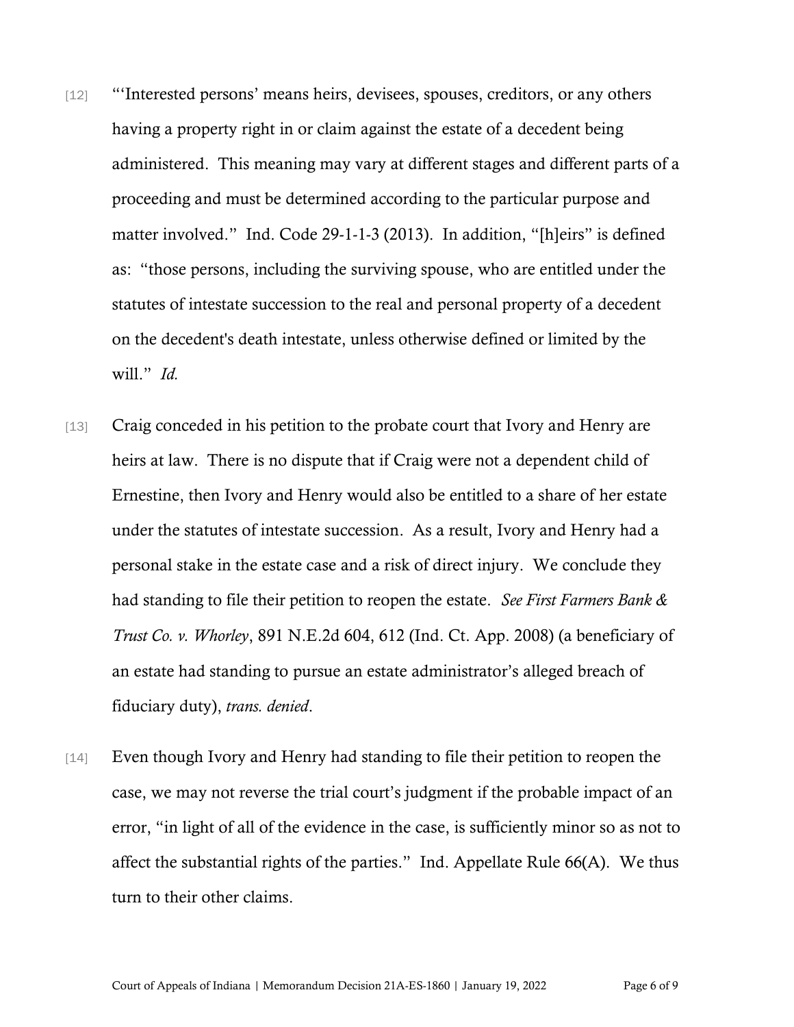[12] "'Interested persons' means heirs, devisees, spouses, creditors, or any others having a property right in or claim against the estate of a decedent being administered. This meaning may vary at different stages and different parts of a proceeding and must be determined according to the particular purpose and matter involved." Ind. Code 29-1-1-3 (2013). In addition, "[h]eirs" is defined as: "those persons, including the surviving spouse, who are entitled under the statutes of intestate succession to the real and personal property of a decedent on the decedent's death intestate, unless otherwise defined or limited by the will." *Id.*

[13] Craig conceded in his petition to the probate court that Ivory and Henry are heirs at law. There is no dispute that if Craig were not a dependent child of Ernestine, then Ivory and Henry would also be entitled to a share of her estate under the statutes of intestate succession. As a result, Ivory and Henry had a personal stake in the estate case and a risk of direct injury. We conclude they had standing to file their petition to reopen the estate. *See First Farmers Bank & Trust Co. v. Whorley*, 891 N.E.2d 604, 612 (Ind. Ct. App. 2008) (a beneficiary of an estate had standing to pursue an estate administrator's alleged breach of fiduciary duty), *trans. denied*.

[14] Even though Ivory and Henry had standing to file their petition to reopen the case, we may not reverse the trial court's judgment if the probable impact of an error, "in light of all of the evidence in the case, is sufficiently minor so as not to affect the substantial rights of the parties." Ind. Appellate Rule 66(A). We thus turn to their other claims.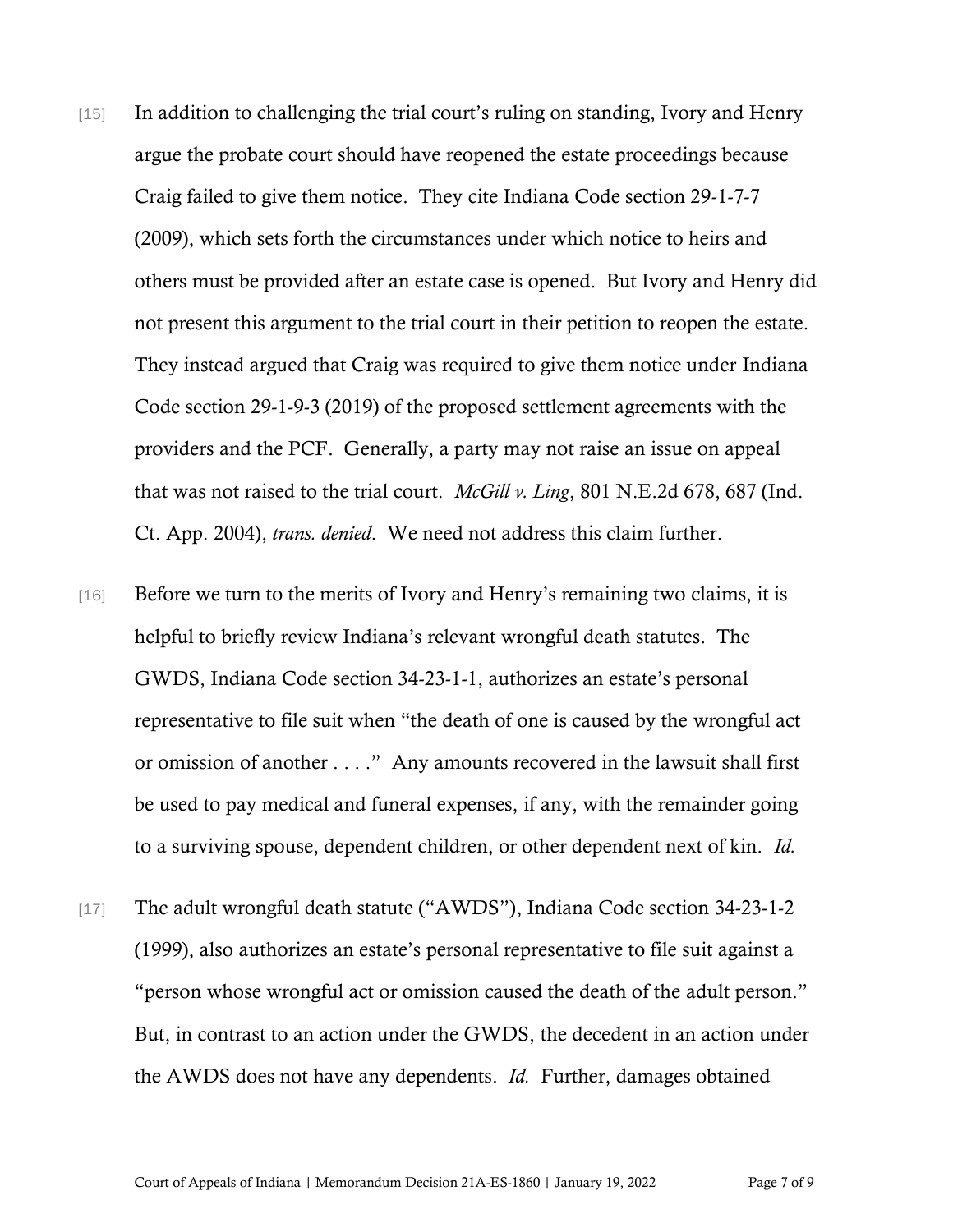[15] In addition to challenging the trial court's ruling on standing, Ivory and Henry argue the probate court should have reopened the estate proceedings because Craig failed to give them notice. They cite Indiana Code section 29-1-7-7 (2009), which sets forth the circumstances under which notice to heirs and others must be provided after an estate case is opened. But Ivory and Henry did not present this argument to the trial court in their petition to reopen the estate. They instead argued that Craig was required to give them notice under Indiana Code section 29-1-9-3 (2019) of the proposed settlement agreements with the providers and the PCF. Generally, a party may not raise an issue on appeal that was not raised to the trial court. *McGill v. Ling*, 801 N.E.2d 678, 687 (Ind. Ct. App. 2004), *trans. denied*. We need not address this claim further.

[16] Before we turn to the merits of Ivory and Henry's remaining two claims, it is helpful to briefly review Indiana's relevant wrongful death statutes. The GWDS, Indiana Code section 34-23-1-1, authorizes an estate's personal representative to file suit when "the death of one is caused by the wrongful act or omission of another . . . ." Any amounts recovered in the lawsuit shall first be used to pay medical and funeral expenses, if any, with the remainder going to a surviving spouse, dependent children, or other dependent next of kin. *Id.*

[17] The adult wrongful death statute ("AWDS"), Indiana Code section 34-23-1-2 (1999), also authorizes an estate's personal representative to file suit against a "person whose wrongful act or omission caused the death of the adult person." But, in contrast to an action under the GWDS, the decedent in an action under the AWDS does not have any dependents. *Id.* Further, damages obtained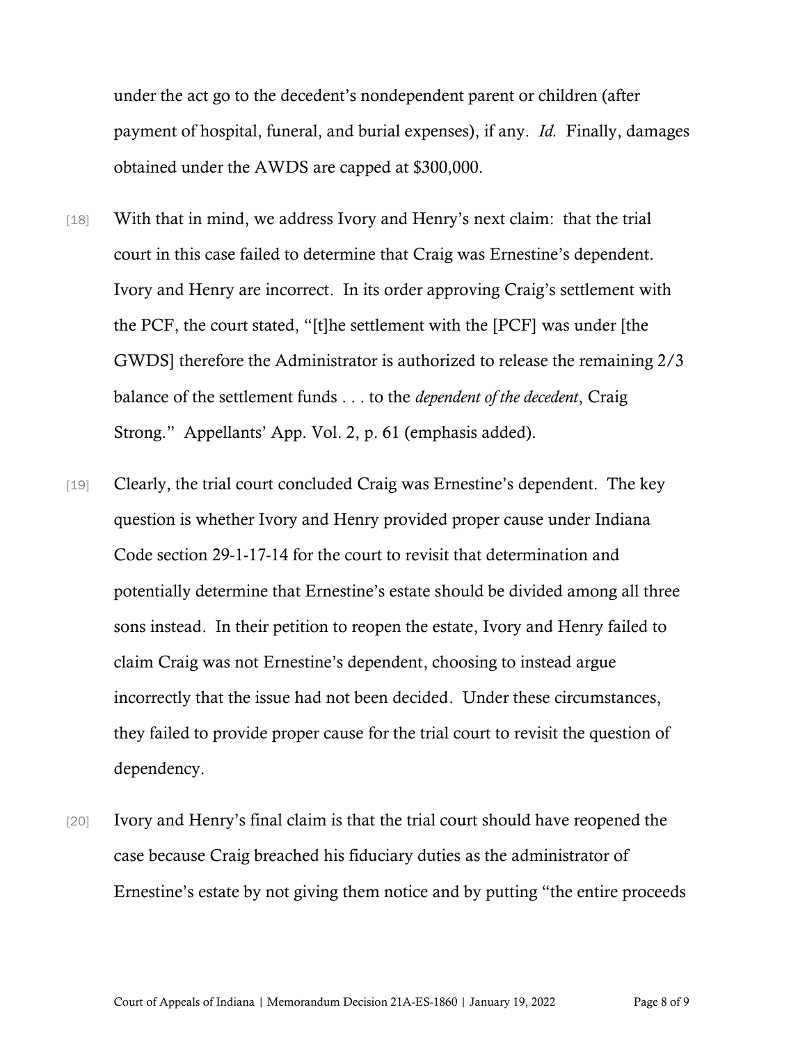under the act go to the decedent's nondependent parent or children (after payment of hospital, funeral, and burial expenses), if any. *Id.* Finally, damages obtained under the AWDS are capped at $300,000.

[18] With that in mind, we address Ivory and Henry's next claim: that the trial court in this case failed to determine that Craig was Ernestine's dependent. Ivory and Henry are incorrect. In its order approving Craig's settlement with the PCF, the court stated, "[t]he settlement with the [PCF] was under [the GWDS] therefore the Administrator is authorized to release the remaining 2/3 balance of the settlement funds . . . to the *dependent of the decedent*, Craig Strong." Appellants' App. Vol. 2, p. 61 (emphasis added).

[19] Clearly, the trial court concluded Craig was Ernestine's dependent. The key question is whether Ivory and Henry provided proper cause under Indiana Code section 29-1-17-14 for the court to revisit that determination and potentially determine that Ernestine's estate should be divided among all three sons instead. In their petition to reopen the estate, Ivory and Henry failed to claim Craig was not Ernestine's dependent, choosing to instead argue incorrectly that the issue had not been decided. Under these circumstances, they failed to provide proper cause for the trial court to revisit the question of dependency.

[20] Ivory and Henry's final claim is that the trial court should have reopened the case because Craig breached his fiduciary duties as the administrator of Ernestine's estate by not giving them notice and by putting "the entire proceeds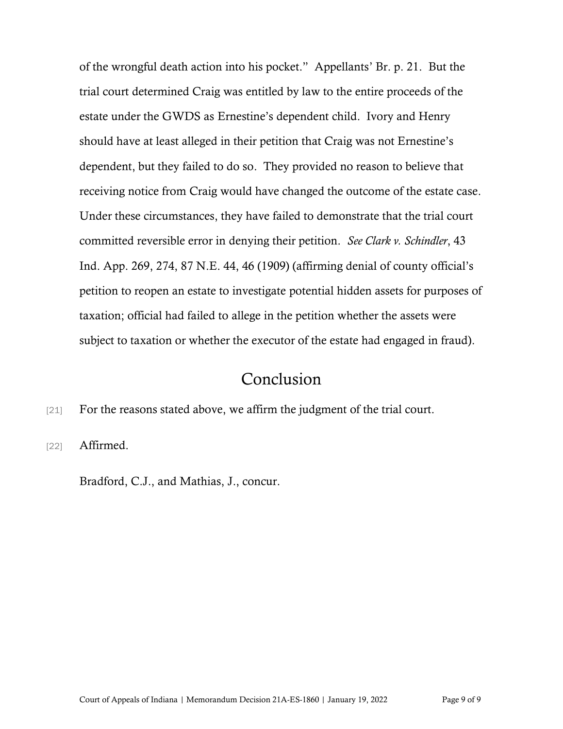of the wrongful death action into his pocket." Appellants' Br. p. 21. But the trial court determined Craig was entitled by law to the entire proceeds of the estate under the GWDS as Ernestine's dependent child. Ivory and Henry should have at least alleged in their petition that Craig was not Ernestine's dependent, but they failed to do so. They provided no reason to believe that receiving notice from Craig would have changed the outcome of the estate case. Under these circumstances, they have failed to demonstrate that the trial court committed reversible error in denying their petition. *See Clark v. Schindler*, 43 Ind. App. 269, 274, 87 N.E. 44, 46 (1909) (affirming denial of county official's petition to reopen an estate to investigate potential hidden assets for purposes of taxation; official had failed to allege in the petition whether the assets were subject to taxation or whether the executor of the estate had engaged in fraud).

## Conclusion

[21] For the reasons stated above, we affirm the judgment of the trial court.

[22] Affirmed.

Bradford, C.J., and Mathias, J., concur.